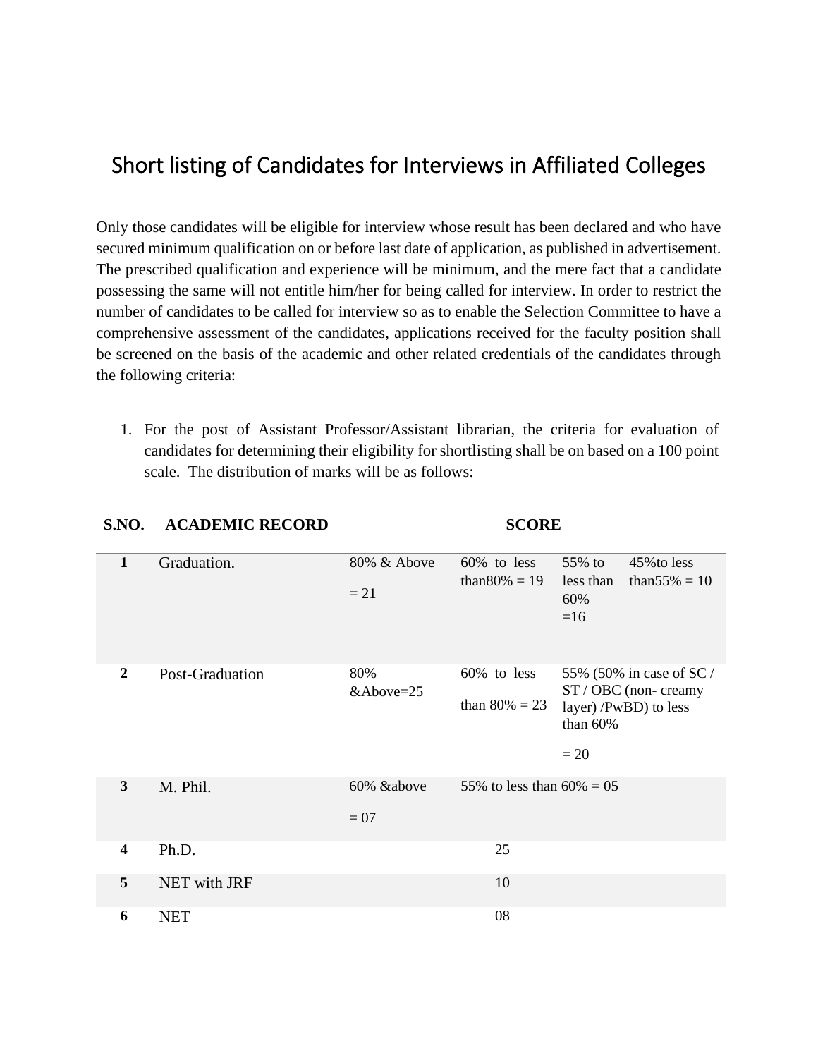# Short listing of Candidates for Interviews in Affiliated Colleges

Only those candidates will be eligible for interview whose result has been declared and who have secured minimum qualification on or before last date of application, as published in advertisement. The prescribed qualification and experience will be minimum, and the mere fact that a candidate possessing the same will not entitle him/her for being called for interview. In order to restrict the number of candidates to be called for interview so as to enable the Selection Committee to have a comprehensive assessment of the candidates, applications received for the faculty position shall be screened on the basis of the academic and other related credentials of the candidates through the following criteria:

1. For the post of Assistant Professor/Assistant librarian, the criteria for evaluation of candidates for determining their eligibility for shortlisting shall be on based on a 100 point scale. The distribution of marks will be as follows:

| S.NO. | ACADEMIC RECORD | SCORE | | | |
|---|---|---|---|---|---|
| 1 | Graduation. | 80% & Above = 21 | 60% to less than80% = 19 | 55% to less than 60% =16 | 45%to less than55% = 10 |
| 2 | Post-Graduation | 80% &Above=25 | 60% to less than 80% = 23 | 55% (50% in case of SC / ST / OBC (non- creamy layer) /PwBD) to less than 60% = 20 | |
| 3 | M. Phil. | 60% &above = 07 | 55% to less than 60% = 05 | | |
| 4 | Ph.D. | 25 | | | |
| 5 | NET with JRF | 10 | | | |
| 6 | NET | 08 | | | |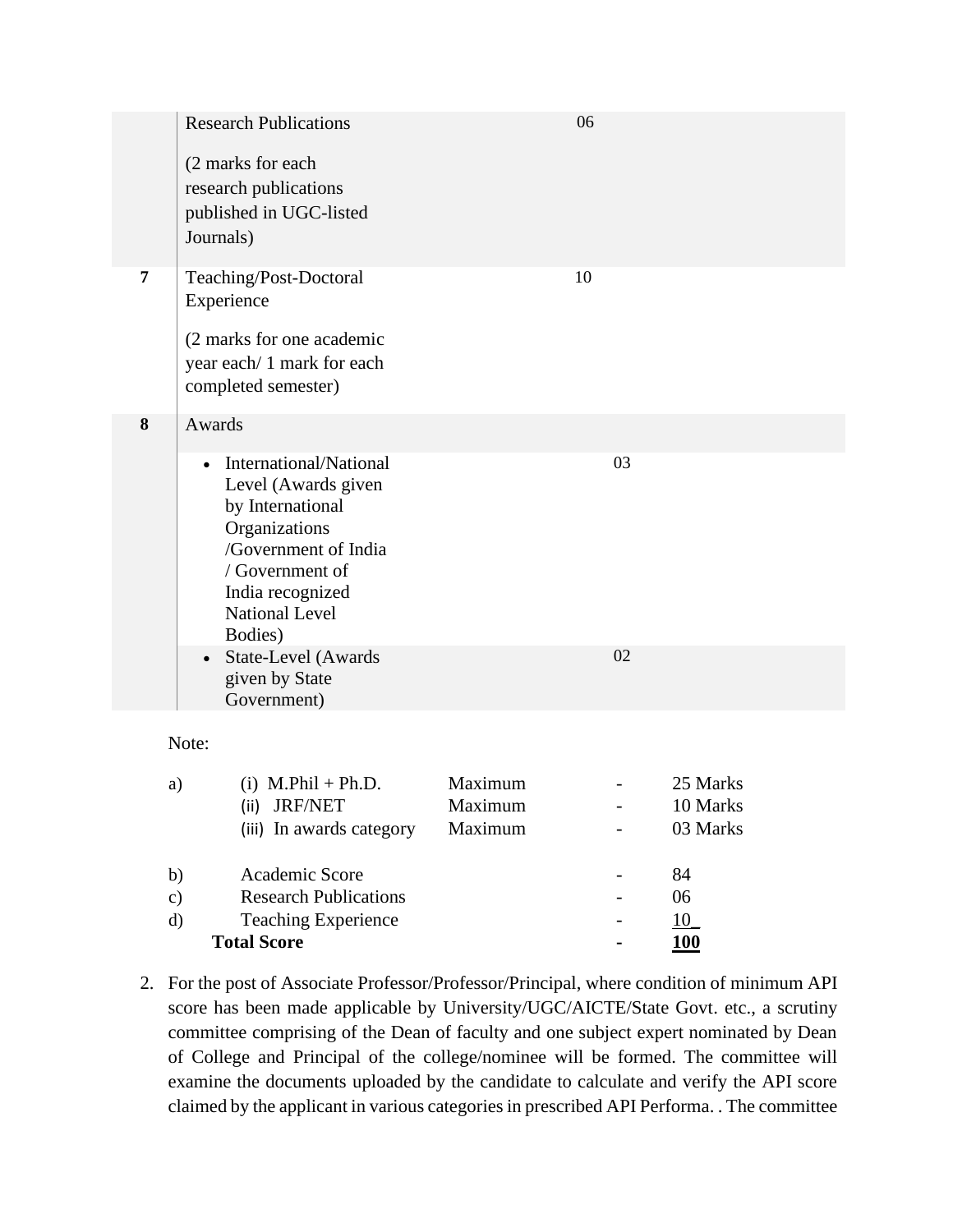| | | | |
|---|---|---|---|
| | Research Publications<br><br>(2 marks for each research publications published in UGC-listed Journals) | 06 | |
| 7 | Teaching/Post-Doctoral Experience<br><br>(2 marks for one academic year each/ 1 mark for each completed semester) | 10 | |
| 8 | Awards | | |
| | • International/National Level (Awards given by International Organizations /Government of India / Government of India recognized National Level Bodies) | | 03 |
| | • State-Level (Awards given by State Government) | | 02 |

Note:

| | | | | |
|---|---|---|---|---|
| a) | (i) M.Phil + Ph.D. | Maximum | - | 25 Marks |
| | (ii) JRF/NET | Maximum | - | 10 Marks |
| | (iii) In awards category | Maximum | - | 03 Marks |
| b) | Academic Score | | - | 84 |
| c) | Research Publications | | - | 06 |
| d) | Teaching Experience | | - | 10 |
| | **Total Score** | | - | **100** |

2. For the post of Associate Professor/Professor/Principal, where condition of minimum API score has been made applicable by University/UGC/AICTE/State Govt. etc., a scrutiny committee comprising of the Dean of faculty and one subject expert nominated by Dean of College and Principal of the college/nominee will be formed. The committee will examine the documents uploaded by the candidate to calculate and verify the API score claimed by the applicant in various categories in prescribed API Performa. . The committee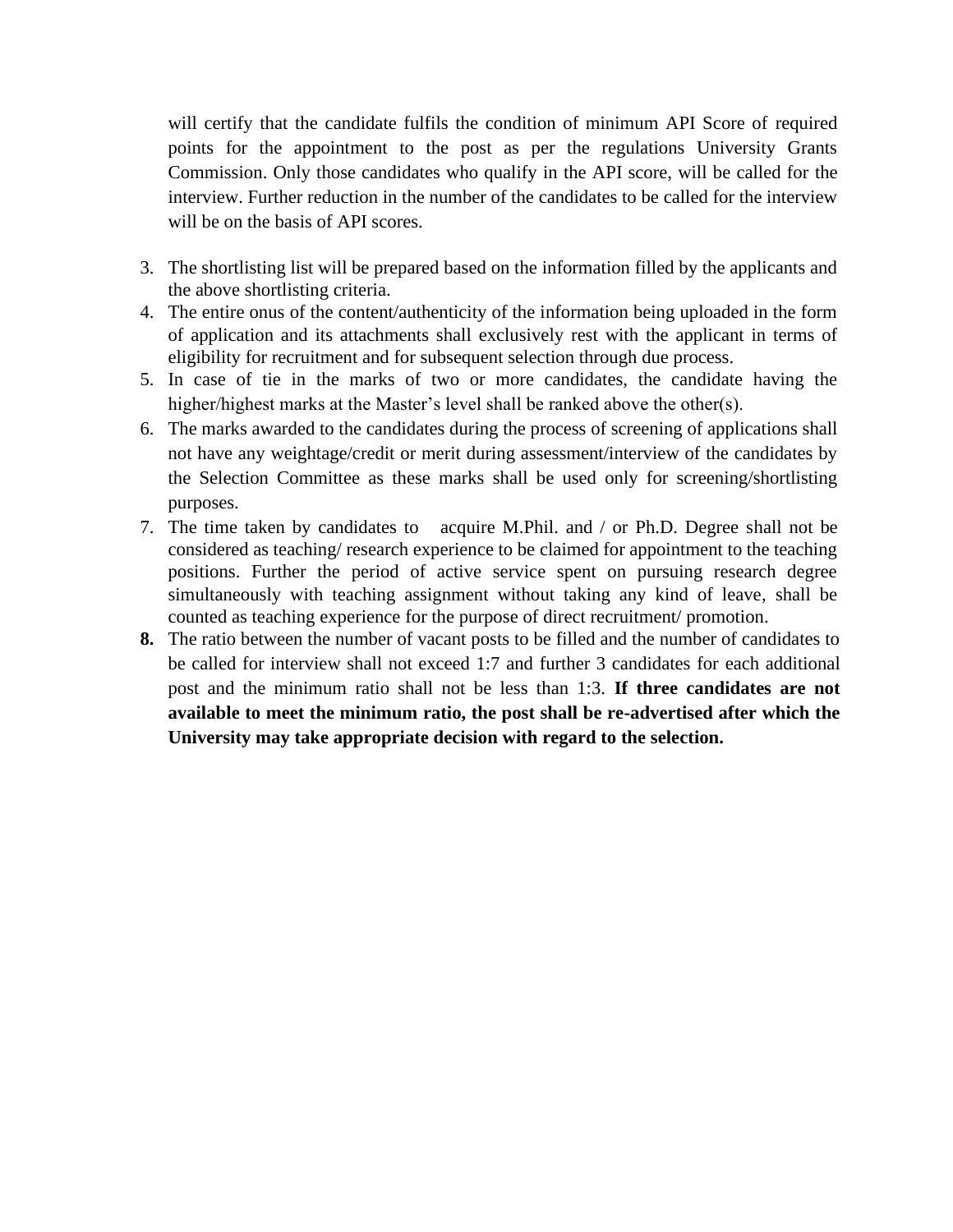will certify that the candidate fulfils the condition of minimum API Score of required points for the appointment to the post as per the regulations University Grants Commission. Only those candidates who qualify in the API score, will be called for the interview. Further reduction in the number of the candidates to be called for the interview will be on the basis of API scores.

3. The shortlisting list will be prepared based on the information filled by the applicants and the above shortlisting criteria.
4. The entire onus of the content/authenticity of the information being uploaded in the form of application and its attachments shall exclusively rest with the applicant in terms of eligibility for recruitment and for subsequent selection through due process.
5. In case of tie in the marks of two or more candidates, the candidate having the higher/highest marks at the Master's level shall be ranked above the other(s).
6. The marks awarded to the candidates during the process of screening of applications shall not have any weightage/credit or merit during assessment/interview of the candidates by the Selection Committee as these marks shall be used only for screening/shortlisting purposes.
7. The time taken by candidates to acquire M.Phil. and / or Ph.D. Degree shall not be considered as teaching/ research experience to be claimed for appointment to the teaching positions. Further the period of active service spent on pursuing research degree simultaneously with teaching assignment without taking any kind of leave, shall be counted as teaching experience for the purpose of direct recruitment/ promotion.
8. The ratio between the number of vacant posts to be filled and the number of candidates to be called for interview shall not exceed 1:7 and further 3 candidates for each additional post and the minimum ratio shall not be less than 1:3. **If three candidates are not available to meet the minimum ratio, the post shall be re-advertised after which the University may take appropriate decision with regard to the selection.**